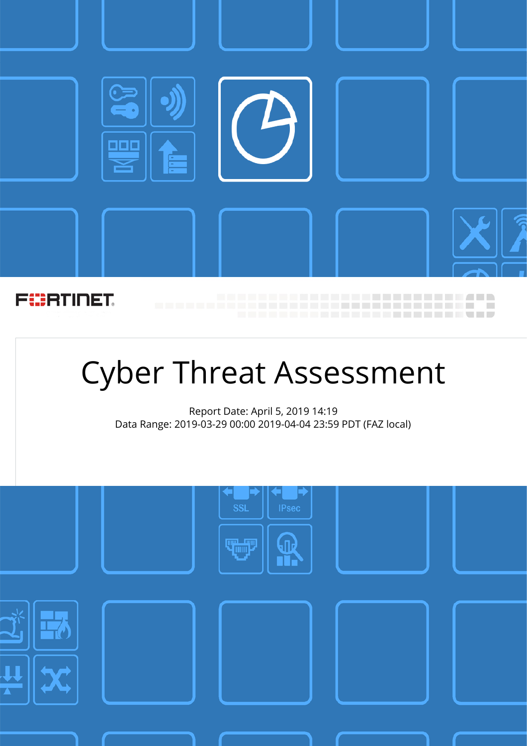FORTINET

# Cyber Threat Assessment

Report Date: April 5, 2019 14:19

Data Range: 2019-03-29 00:00 2019-04-04 23:59 PDT (FAZ local)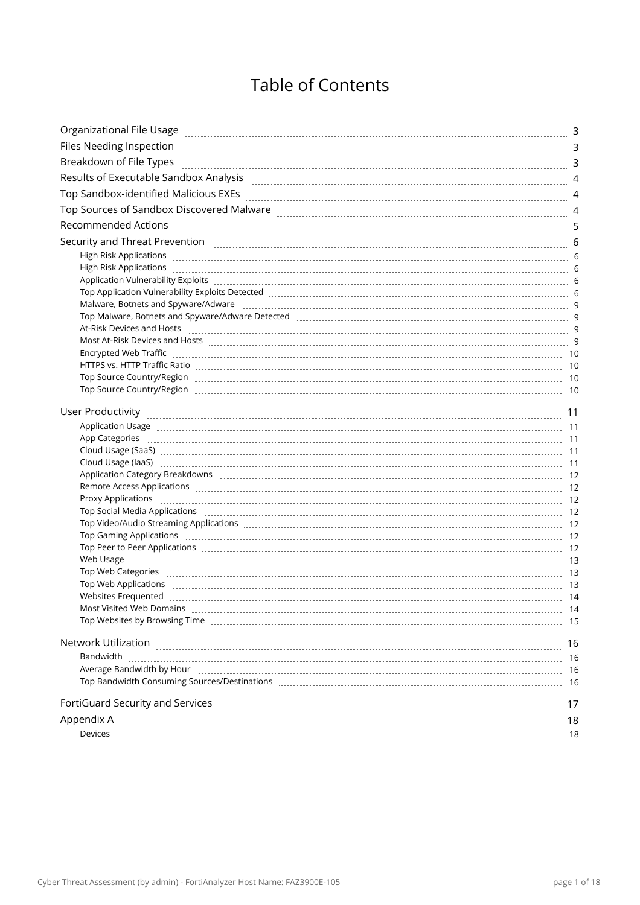# Table of Contents

| | |
|---|---|
| Organizational File Usage | 3 |
| Files Needing Inspection | 3 |
| Breakdown of File Types | 3 |
| Results of Executable Sandbox Analysis | 4 |
| Top Sandbox-identified Malicious EXEs | 4 |
| Top Sources of Sandbox Discovered Malware | 4 |
| Recommended Actions | 5 |
| Security and Threat Prevention | 6 |
| &nbsp;&nbsp;&nbsp;&nbsp;High Risk Applications | 6 |
| &nbsp;&nbsp;&nbsp;&nbsp;High Risk Applications | 6 |
| &nbsp;&nbsp;&nbsp;&nbsp;Application Vulnerability Exploits | 6 |
| &nbsp;&nbsp;&nbsp;&nbsp;Top Application Vulnerability Exploits Detected | 6 |
| &nbsp;&nbsp;&nbsp;&nbsp;Malware, Botnets and Spyware/Adware | 9 |
| &nbsp;&nbsp;&nbsp;&nbsp;Top Malware, Botnets and Spyware/Adware Detected | 9 |
| &nbsp;&nbsp;&nbsp;&nbsp;At-Risk Devices and Hosts | 9 |
| &nbsp;&nbsp;&nbsp;&nbsp;Most At-Risk Devices and Hosts | 9 |
| &nbsp;&nbsp;&nbsp;&nbsp;Encrypted Web Traffic | 10 |
| &nbsp;&nbsp;&nbsp;&nbsp;HTTPS vs. HTTP Traffic Ratio | 10 |
| &nbsp;&nbsp;&nbsp;&nbsp;Top Source Country/Region | 10 |
| &nbsp;&nbsp;&nbsp;&nbsp;Top Source Country/Region | 10 |
| User Productivity | 11 |
| &nbsp;&nbsp;&nbsp;&nbsp;Application Usage | 11 |
| &nbsp;&nbsp;&nbsp;&nbsp;App Categories | 11 |
| &nbsp;&nbsp;&nbsp;&nbsp;Cloud Usage (SaaS) | 11 |
| &nbsp;&nbsp;&nbsp;&nbsp;Cloud Usage (IaaS) | 11 |
| &nbsp;&nbsp;&nbsp;&nbsp;Application Category Breakdowns | 12 |
| &nbsp;&nbsp;&nbsp;&nbsp;Remote Access Applications | 12 |
| &nbsp;&nbsp;&nbsp;&nbsp;Proxy Applications | 12 |
| &nbsp;&nbsp;&nbsp;&nbsp;Top Social Media Applications | 12 |
| &nbsp;&nbsp;&nbsp;&nbsp;Top Video/Audio Streaming Applications | 12 |
| &nbsp;&nbsp;&nbsp;&nbsp;Top Gaming Applications | 12 |
| &nbsp;&nbsp;&nbsp;&nbsp;Top Peer to Peer Applications | 12 |
| &nbsp;&nbsp;&nbsp;&nbsp;Web Usage | 13 |
| &nbsp;&nbsp;&nbsp;&nbsp;Top Web Categories | 13 |
| &nbsp;&nbsp;&nbsp;&nbsp;Top Web Applications | 13 |
| &nbsp;&nbsp;&nbsp;&nbsp;Websites Frequented | 14 |
| &nbsp;&nbsp;&nbsp;&nbsp;Most Visited Web Domains | 14 |
| &nbsp;&nbsp;&nbsp;&nbsp;Top Websites by Browsing Time | 15 |
| Network Utilization | 16 |
| &nbsp;&nbsp;&nbsp;&nbsp;Bandwidth | 16 |
| &nbsp;&nbsp;&nbsp;&nbsp;Average Bandwidth by Hour | 16 |
| &nbsp;&nbsp;&nbsp;&nbsp;Top Bandwidth Consuming Sources/Destinations | 16 |
| FortiGuard Security and Services | 17 |
| Appendix A | 18 |
| &nbsp;&nbsp;&nbsp;&nbsp;Devices | 18 |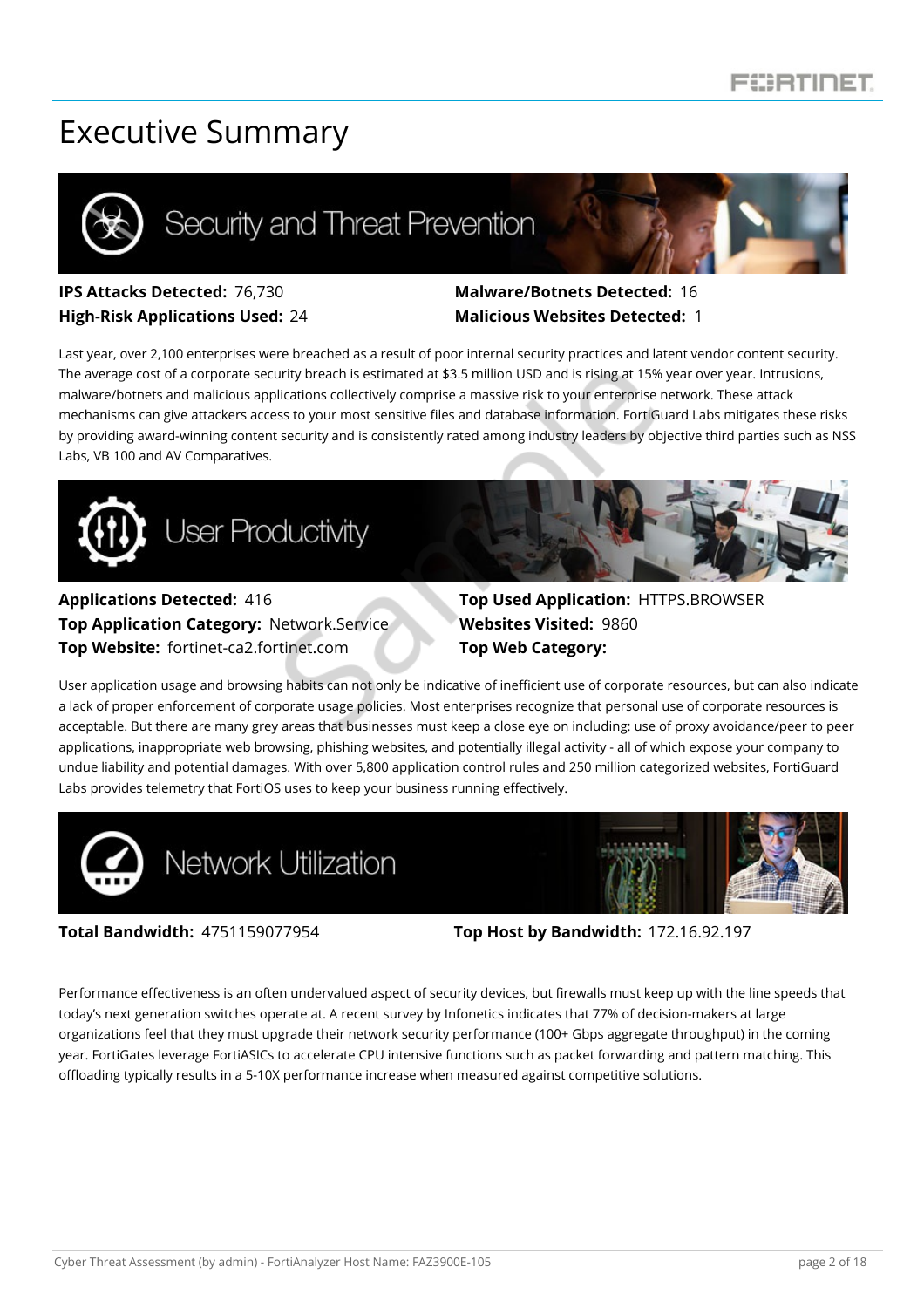# Executive Summary

## Security and Threat Prevention

**IPS Attacks Detected:** 76,730
**High-Risk Applications Used:** 24
**Malware/Botnets Detected:** 16
**Malicious Websites Detected:** 1

Last year, over 2,100 enterprises were breached as a result of poor internal security practices and latent vendor content security. The average cost of a corporate security breach is estimated at $3.5 million USD and is rising at 15% year over year. Intrusions, malware/botnets and malicious applications collectively comprise a massive risk to your enterprise network. These attack mechanisms can give attackers access to your most sensitive files and database information. FortiGuard Labs mitigates these risks by providing award-winning content security and is consistently rated among industry leaders by objective third parties such as NSS Labs, VB 100 and AV Comparatives.

## User Productivity

**Applications Detected:** 416
**Top Application Category:** Network.Service
**Top Website:** fortinet-ca2.fortinet.com
**Top Used Application:** HTTPS.BROWSER
**Websites Visited:** 9860
**Top Web Category:**

User application usage and browsing habits can not only be indicative of inefficient use of corporate resources, but can also indicate a lack of proper enforcement of corporate usage policies. Most enterprises recognize that personal use of corporate resources is acceptable. But there are many grey areas that businesses must keep a close eye on including: use of proxy avoidance/peer to peer applications, inappropriate web browsing, phishing websites, and potentially illegal activity - all of which expose your company to undue liability and potential damages. With over 5,800 application control rules and 250 million categorized websites, FortiGuard Labs provides telemetry that FortiOS uses to keep your business running effectively.

## Network Utilization

**Total Bandwidth:** 4751159077954
**Top Host by Bandwidth:** 172.16.92.197

Performance effectiveness is an often undervalued aspect of security devices, but firewalls must keep up with the line speeds that today's next generation switches operate at. A recent survey by Infonetics indicates that 77% of decision-makers at large organizations feel that they must upgrade their network security performance (100+ Gbps aggregate throughput) in the coming year. FortiGates leverage FortiASICs to accelerate CPU intensive functions such as packet forwarding and pattern matching. This offloading typically results in a 5-10X performance increase when measured against competitive solutions.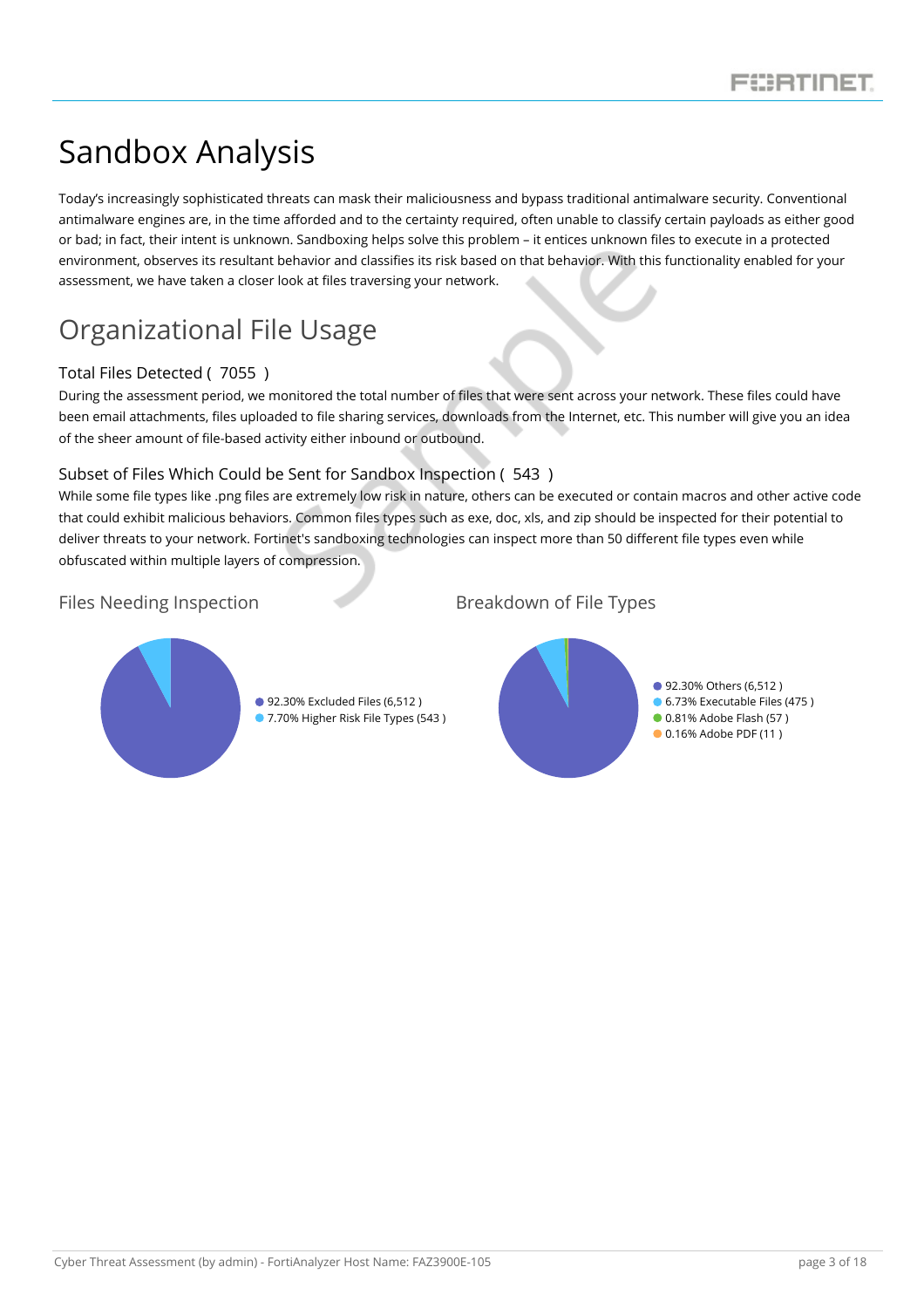# Sandbox Analysis

Today's increasingly sophisticated threats can mask their maliciousness and bypass traditional antimalware security. Conventional antimalware engines are, in the time afforded and to the certainty required, often unable to classify certain payloads as either good or bad; in fact, their intent is unknown. Sandboxing helps solve this problem – it entices unknown files to execute in a protected environment, observes its resultant behavior and classifies its risk based on that behavior. With this functionality enabled for your assessment, we have taken a closer look at files traversing your network.

## Organizational File Usage

### Total Files Detected ( 7055 )

During the assessment period, we monitored the total number of files that were sent across your network. These files could have been email attachments, files uploaded to file sharing services, downloads from the Internet, etc. This number will give you an idea of the sheer amount of file-based activity either inbound or outbound.

### Subset of Files Which Could be Sent for Sandbox Inspection ( 543 )

While some file types like .png files are extremely low risk in nature, others can be executed or contain macros and other active code that could exhibit malicious behaviors. Common files types such as exe, doc, xls, and zip should be inspected for their potential to deliver threats to your network. Fortinet's sandboxing technologies can inspect more than 50 different file types even while obfuscated within multiple layers of compression.

### Files Needing Inspection

- 92.30% Excluded Files (6,512 )
- 7.70% Higher Risk File Types (543 )

### Breakdown of File Types

- 92.30% Others (6,512 )
- 6.73% Executable Files (475 )
- 0.81% Adobe Flash (57 )
- 0.16% Adobe PDF (11 )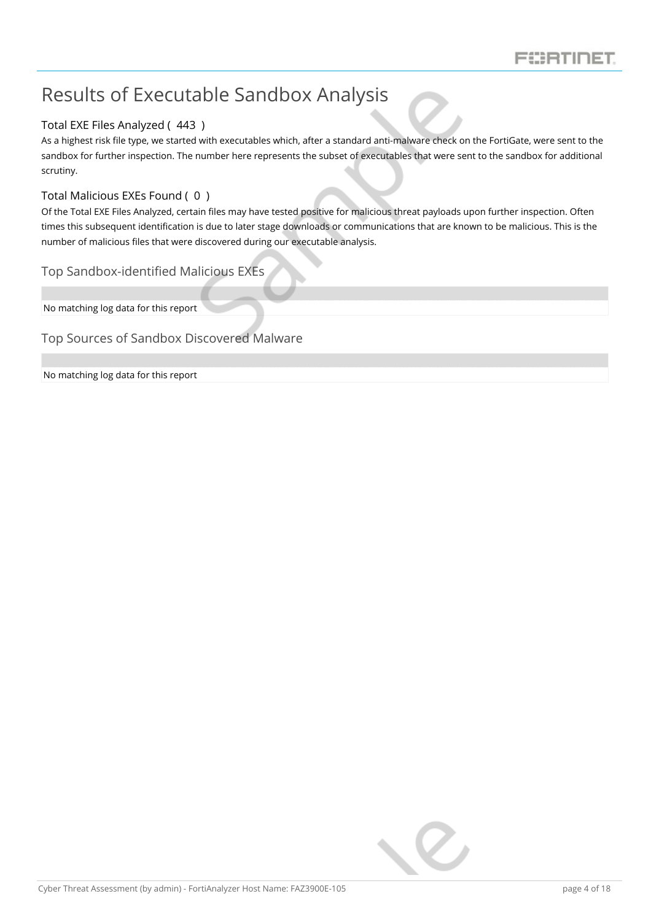# Results of Executable Sandbox Analysis

### Total EXE Files Analyzed ( 443 )

As a highest risk file type, we started with executables which, after a standard anti-malware check on the FortiGate, were sent to the sandbox for further inspection. The number here represents the subset of executables that were sent to the sandbox for additional scrutiny.

### Total Malicious EXEs Found ( 0 )

Of the Total EXE Files Analyzed, certain files may have tested positive for malicious threat payloads upon further inspection. Often times this subsequent identification is due to later stage downloads or communications that are known to be malicious. This is the number of malicious files that were discovered during our executable analysis.

## Top Sandbox-identified Malicious EXEs

No matching log data for this report

## Top Sources of Sandbox Discovered Malware

No matching log data for this report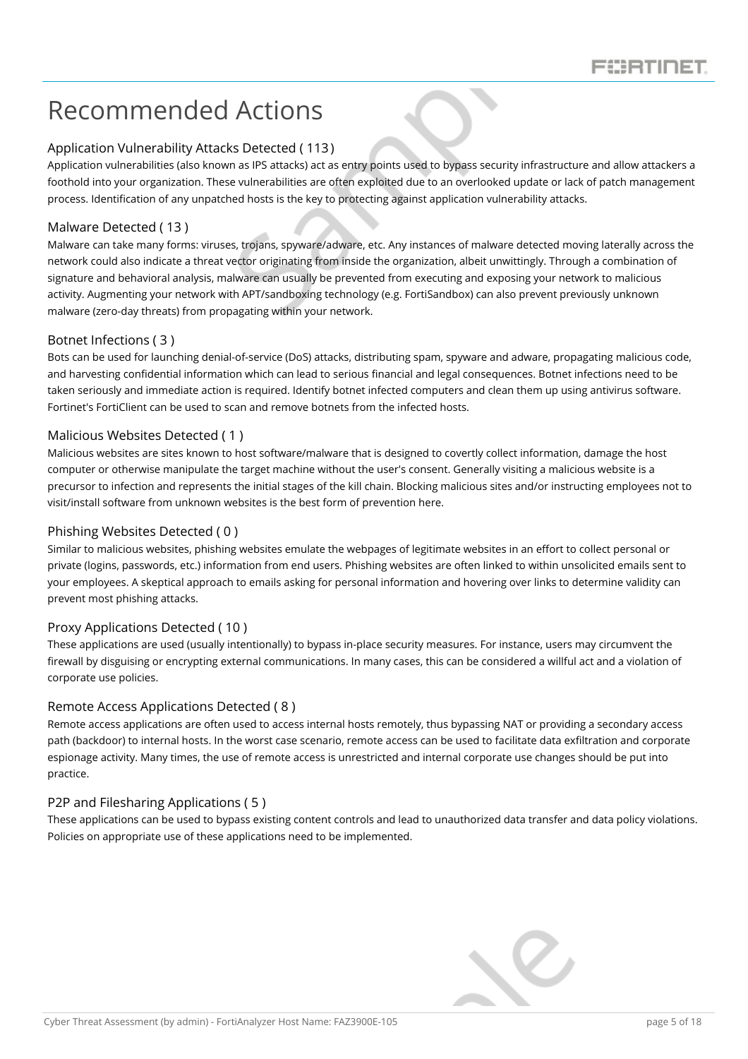# Recommended Actions

## Application Vulnerability Attacks Detected ( 113 )

Application vulnerabilities (also known as IPS attacks) act as entry points used to bypass security infrastructure and allow attackers a foothold into your organization. These vulnerabilities are often exploited due to an overlooked update or lack of patch management process. Identification of any unpatched hosts is the key to protecting against application vulnerability attacks.

## Malware Detected ( 13 )

Malware can take many forms: viruses, trojans, spyware/adware, etc. Any instances of malware detected moving laterally across the network could also indicate a threat vector originating from inside the organization, albeit unwittingly. Through a combination of signature and behavioral analysis, malware can usually be prevented from executing and exposing your network to malicious activity. Augmenting your network with APT/sandboxing technology (e.g. FortiSandbox) can also prevent previously unknown malware (zero-day threats) from propagating within your network.

## Botnet Infections ( 3 )

Bots can be used for launching denial-of-service (DoS) attacks, distributing spam, spyware and adware, propagating malicious code, and harvesting confidential information which can lead to serious financial and legal consequences. Botnet infections need to be taken seriously and immediate action is required. Identify botnet infected computers and clean them up using antivirus software. Fortinet's FortiClient can be used to scan and remove botnets from the infected hosts.

## Malicious Websites Detected ( 1 )

Malicious websites are sites known to host software/malware that is designed to covertly collect information, damage the host computer or otherwise manipulate the target machine without the user's consent. Generally visiting a malicious website is a precursor to infection and represents the initial stages of the kill chain. Blocking malicious sites and/or instructing employees not to visit/install software from unknown websites is the best form of prevention here.

## Phishing Websites Detected ( 0 )

Similar to malicious websites, phishing websites emulate the webpages of legitimate websites in an effort to collect personal or private (logins, passwords, etc.) information from end users. Phishing websites are often linked to within unsolicited emails sent to your employees. A skeptical approach to emails asking for personal information and hovering over links to determine validity can prevent most phishing attacks.

## Proxy Applications Detected ( 10 )

These applications are used (usually intentionally) to bypass in-place security measures. For instance, users may circumvent the firewall by disguising or encrypting external communications. In many cases, this can be considered a willful act and a violation of corporate use policies.

## Remote Access Applications Detected ( 8 )

Remote access applications are often used to access internal hosts remotely, thus bypassing NAT or providing a secondary access path (backdoor) to internal hosts. In the worst case scenario, remote access can be used to facilitate data exfiltration and corporate espionage activity. Many times, the use of remote access is unrestricted and internal corporate use changes should be put into practice.

## P2P and Filesharing Applications ( 5 )

These applications can be used to bypass existing content controls and lead to unauthorized data transfer and data policy violations. Policies on appropriate use of these applications need to be implemented.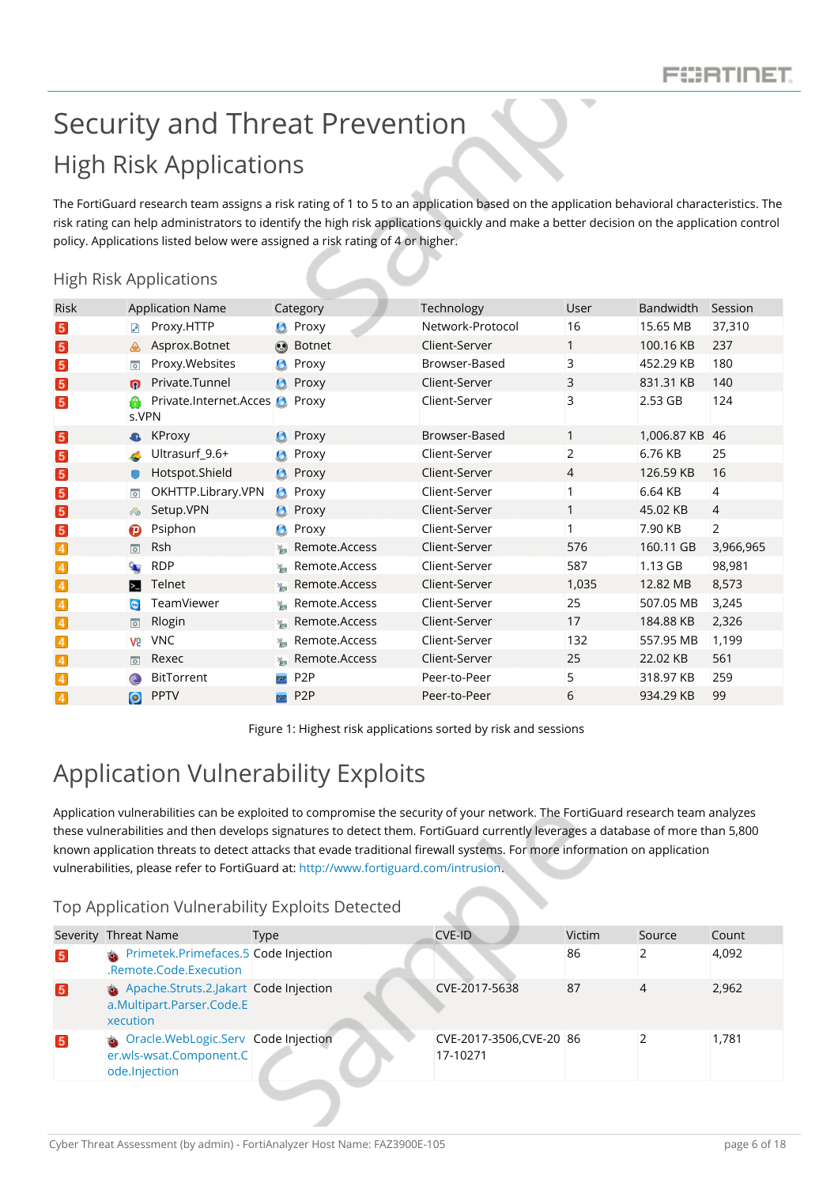# Security and Threat Prevention

## High Risk Applications

The FortiGuard research team assigns a risk rating of 1 to 5 to an application based on the application behavioral characteristics. The risk rating can help administrators to identify the high risk applications quickly and make a better decision on the application control policy. Applications listed below were assigned a risk rating of 4 or higher.

### High Risk Applications

| Risk | Application Name | Category | Technology | User | Bandwidth | Session |
|---|---|---|---|---|---|---|
| 5 | Proxy.HTTP | Proxy | Network-Protocol | 16 | 15.65 MB | 37,310 |
| 5 | Asprox.Botnet | Botnet | Client-Server | 1 | 100.16 KB | 237 |
| 5 | Proxy.Websites | Proxy | Browser-Based | 3 | 452.29 KB | 180 |
| 5 | Private.Tunnel | Proxy | Client-Server | 3 | 831.31 KB | 140 |
| 5 | Private.Internet.Access.VPN | Proxy | Client-Server | 3 | 2.53 GB | 124 |
| 5 | KProxy | Proxy | Browser-Based | 1 | 1,006.87 KB | 46 |
| 5 | Ultrasurf_9.6+ | Proxy | Client-Server | 2 | 6.76 KB | 25 |
| 5 | Hotspot.Shield | Proxy | Client-Server | 4 | 126.59 KB | 16 |
| 5 | OKHTTP.Library.VPN | Proxy | Client-Server | 1 | 6.64 KB | 4 |
| 5 | Setup.VPN | Proxy | Client-Server | 1 | 45.02 KB | 4 |
| 5 | Psiphon | Proxy | Client-Server | 1 | 7.90 KB | 2 |
| 4 | Rsh | Remote.Access | Client-Server | 576 | 160.11 GB | 3,966,965 |
| 4 | RDP | Remote.Access | Client-Server | 587 | 1.13 GB | 98,981 |
| 4 | Telnet | Remote.Access | Client-Server | 1,035 | 12.82 MB | 8,573 |
| 4 | TeamViewer | Remote.Access | Client-Server | 25 | 507.05 MB | 3,245 |
| 4 | Rlogin | Remote.Access | Client-Server | 17 | 184.88 KB | 2,326 |
| 4 | VNC | Remote.Access | Client-Server | 132 | 557.95 MB | 1,199 |
| 4 | Rexec | Remote.Access | Client-Server | 25 | 22.02 KB | 561 |
| 4 | BitTorrent | P2P | Peer-to-Peer | 5 | 318.97 KB | 259 |
| 4 | PPTV | P2P | Peer-to-Peer | 6 | 934.29 KB | 99 |

Figure 1: Highest risk applications sorted by risk and sessions

# Application Vulnerability Exploits

Application vulnerabilities can be exploited to compromise the security of your network. The FortiGuard research team analyzes these vulnerabilities and then develops signatures to detect them. FortiGuard currently leverages a database of more than 5,800 known application threats to detect attacks that evade traditional firewall systems. For more information on application vulnerabilities, please refer to FortiGuard at: http://www.fortiguard.com/intrusion.

### Top Application Vulnerability Exploits Detected

| Severity | Threat Name | Type | CVE-ID | Victim | Source | Count |
|---|---|---|---|---|---|---|
| 5 | Primetek.Primefaces.5.Remote.Code.Execution | Code Injection | | 86 | 2 | 4,092 |
| 5 | Apache.Struts.2.Jakarta.Multipart.Parser.Code.Execution | Code Injection | CVE-2017-5638 | 87 | 4 | 2,962 |
| 5 | Oracle.WebLogic.Server.wls-wsat.Component.Code.Injection | Code Injection | CVE-2017-3506,CVE-2017-10271 | 86 | 2 | 1,781 |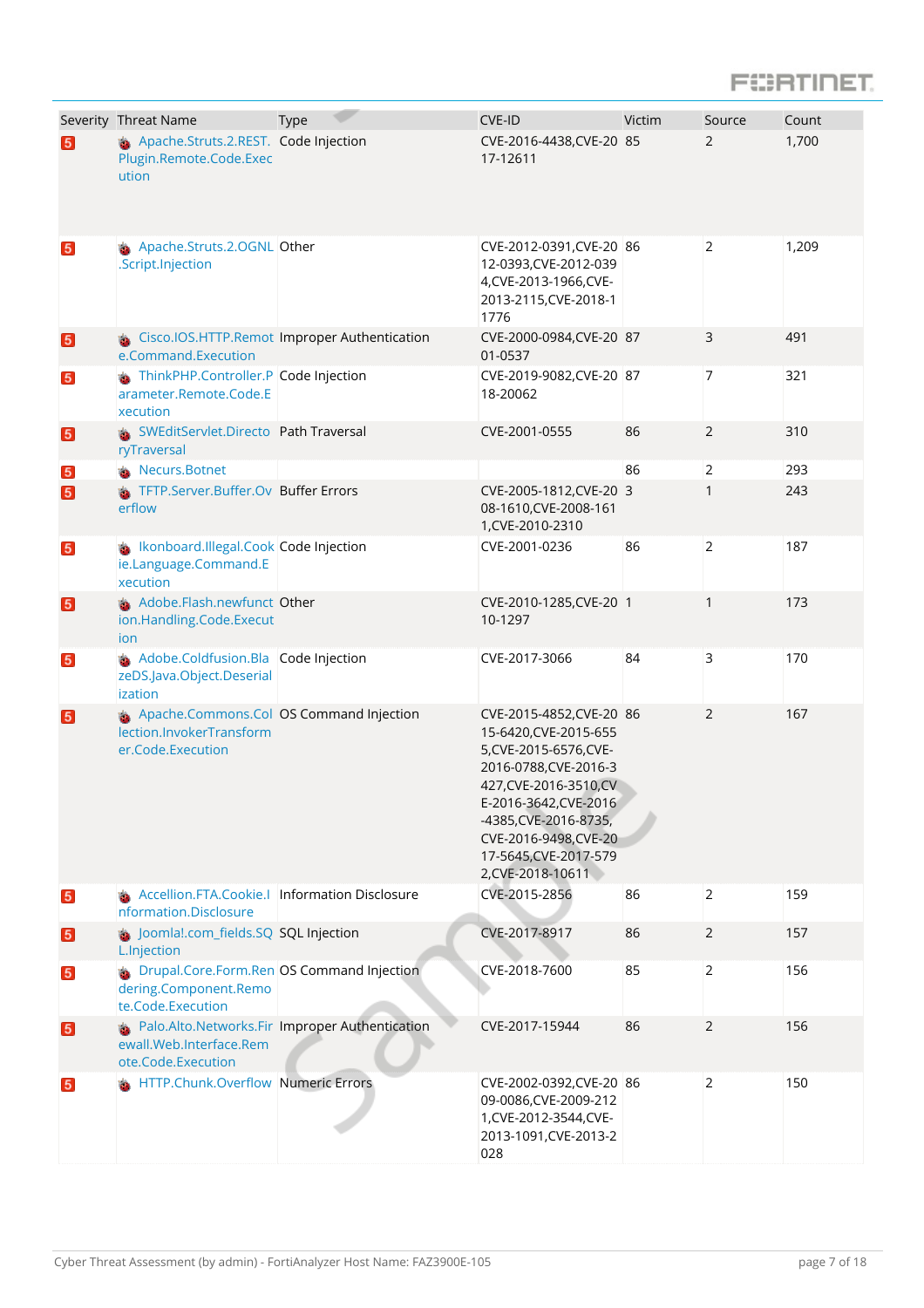| Severity | Threat Name | Type | CVE-ID | Victim | Source | Count |
|---|---|---|---|---|---|---|
| 5 | Apache.Struts.2.REST.Plugin.Remote.Code.Execution | Code Injection | CVE-2016-4438,CVE-2017-12611 | 85 | 2 | 1,700 |
| 5 | Apache.Struts.2.OGNL.Script.Injection | Other | CVE-2012-0391,CVE-2012-0393,CVE-2012-0394,CVE-2013-1966,CVE-2013-2115,CVE-2018-11776 | 86 | 2 | 1,209 |
| 5 | Cisco.IOS.HTTP.Remote.Command.Execution | Improper Authentication | CVE-2000-0984,CVE-2001-0537 | 87 | 3 | 491 |
| 5 | ThinkPHP.Controller.Parameter.Remote.Code.Execution | Code Injection | CVE-2019-9082,CVE-2018-20062 | 87 | 7 | 321 |
| 5 | SWEditServlet.DirectoryTraversal | Path Traversal | CVE-2001-0555 | 86 | 2 | 310 |
| 5 | Necurs.Botnet | | | 86 | 2 | 293 |
| 5 | TFTP.Server.Buffer.Overflow | Buffer Errors | CVE-2005-1812,CVE-2008-1610,CVE-2008-1611,CVE-2010-2310 | 3 | 1 | 243 |
| 5 | Ikonboard.Illegal.Cookie.Language.Command.Execution | Code Injection | CVE-2001-0236 | 86 | 2 | 187 |
| 5 | Adobe.Flash.newfunction.Handling.Code.Execution | Other | CVE-2010-1285,CVE-2010-1297 | 1 | 1 | 173 |
| 5 | Adobe.Coldfusion.BlazeDS.Java.Object.Deserialization | Code Injection | CVE-2017-3066 | 84 | 3 | 170 |
| 5 | Apache.Commons.Collection.InvokerTransformer.Code.Execution | OS Command Injection | CVE-2015-4852,CVE-2015-6420,CVE-2015-6555,CVE-2015-6576,CVE-2016-0788,CVE-2016-3427,CVE-2016-3510,CVE-2016-3642,CVE-2016-4385,CVE-2016-8735,CVE-2016-9498,CVE-2017-5645,CVE-2017-5792,CVE-2018-10611 | 86 | 2 | 167 |
| 5 | Accellion.FTA.Cookie.Information.Disclosure | Information Disclosure | CVE-2015-2856 | 86 | 2 | 159 |
| 5 | Joomla!.com_fields.SQL.Injection | SQL Injection | CVE-2017-8917 | 86 | 2 | 157 |
| 5 | Drupal.Core.Form.Rendering.Component.Remote.Code.Execution | OS Command Injection | CVE-2018-7600 | 85 | 2 | 156 |
| 5 | Palo.Alto.Networks.Firewall.Web.Interface.Remote.Code.Execution | Improper Authentication | CVE-2017-15944 | 86 | 2 | 156 |
| 5 | HTTP.Chunk.Overflow | Numeric Errors | CVE-2002-0392,CVE-2009-0086,CVE-2009-2121,CVE-2012-3544,CVE-2013-1091,CVE-2013-2028 | 86 | 2 | 150 |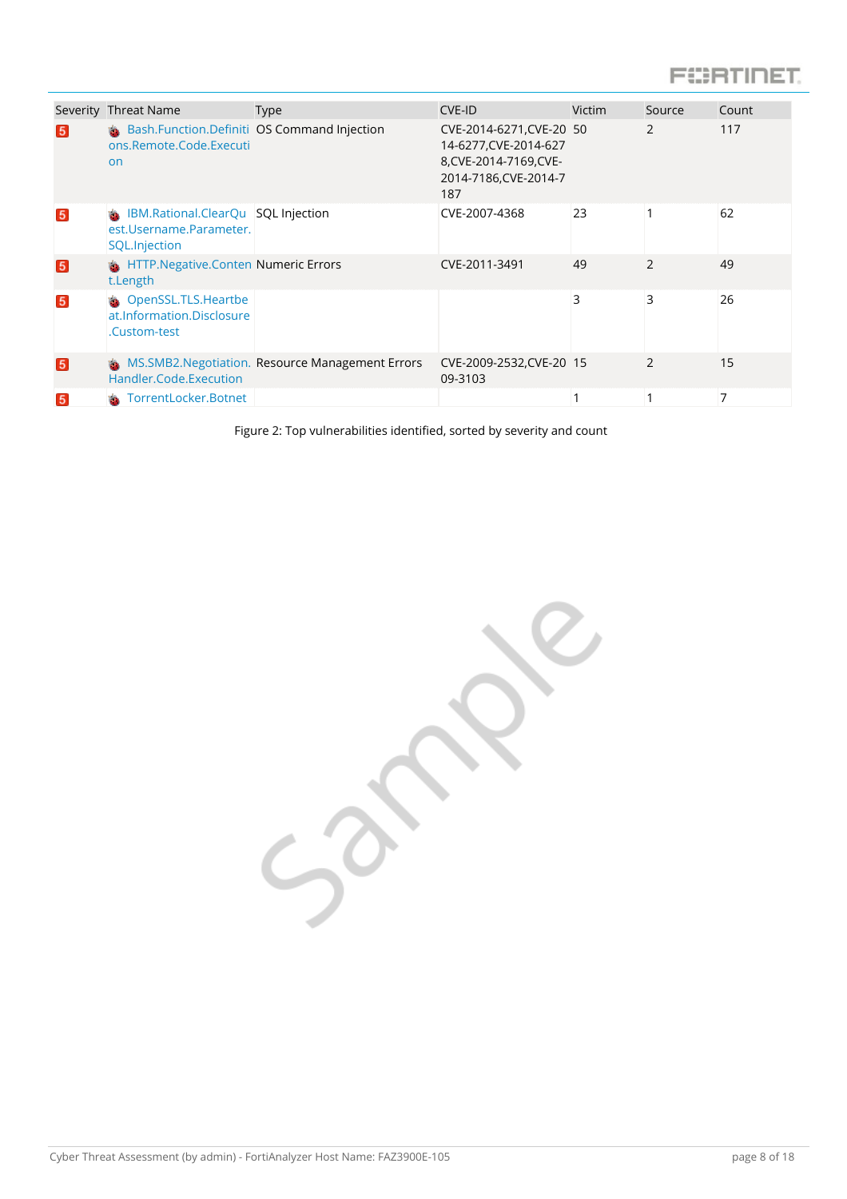| Severity | Threat Name | Type | CVE-ID | Victim | Source | Count |
|---|---|---|---|---|---|---|
| 5 | Bash.Function.Definitions.Remote.Code.Execution | OS Command Injection | CVE-2014-6271,CVE-2014-6277,CVE-2014-6278,CVE-2014-7169,CVE-2014-7186,CVE-2014-7187 | 50 | 2 | 117 |
| 5 | IBM.Rational.ClearQuest.Username.Parameter.SQL.Injection | SQL Injection | CVE-2007-4368 | 23 | 1 | 62 |
| 5 | HTTP.Negative.Content.Length | Numeric Errors | CVE-2011-3491 | 49 | 2 | 49 |
| 5 | OpenSSL.TLS.Heartbeat.Information.Disclosure.Custom-test | | | 3 | 3 | 26 |
| 5 | MS.SMB2.Negotiation.Handler.Code.Execution | Resource Management Errors | CVE-2009-2532,CVE-2009-3103 | 15 | 2 | 15 |
| 5 | TorrentLocker.Botnet | | | 1 | 1 | 7 |

Figure 2: Top vulnerabilities identified, sorted by severity and count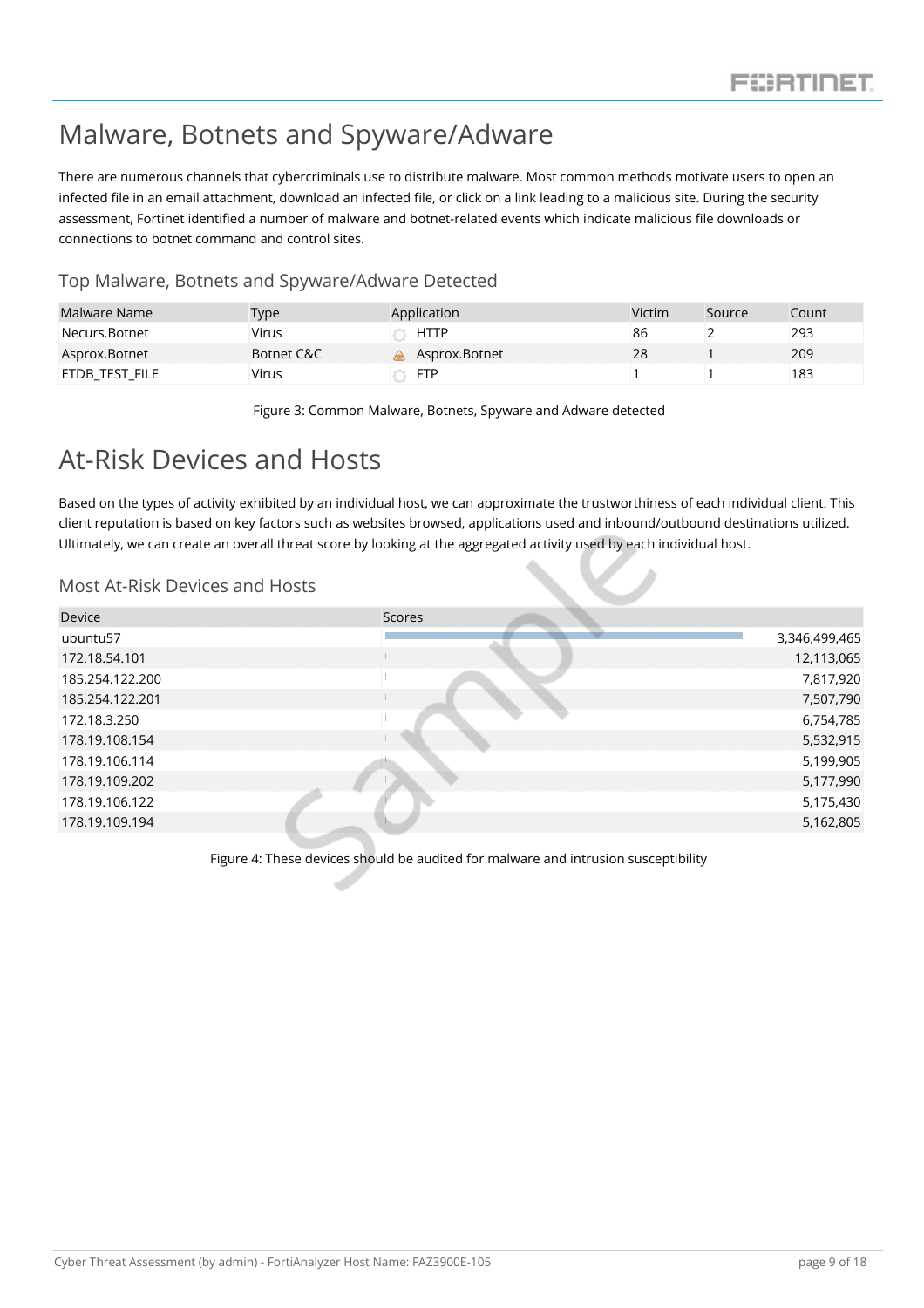# Malware, Botnets and Spyware/Adware

There are numerous channels that cybercriminals use to distribute malware. Most common methods motivate users to open an infected file in an email attachment, download an infected file, or click on a link leading to a malicious site. During the security assessment, Fortinet identified a number of malware and botnet-related events which indicate malicious file downloads or connections to botnet command and control sites.

### Top Malware, Botnets and Spyware/Adware Detected

| Malware Name | Type | Application | Victim | Source | Count |
| --- | --- | --- | --- | --- | --- |
| Necurs.Botnet | Virus | HTTP | 86 | 2 | 293 |
| Asprox.Botnet | Botnet C&C | Asprox.Botnet | 28 | 1 | 209 |
| ETDB_TEST_FILE | Virus | FTP | 1 | 1 | 183 |

Figure 3: Common Malware, Botnets, Spyware and Adware detected

# At-Risk Devices and Hosts

Based on the types of activity exhibited by an individual host, we can approximate the trustworthiness of each individual client. This client reputation is based on key factors such as websites browsed, applications used and inbound/outbound destinations utilized. Ultimately, we can create an overall threat score by looking at the aggregated activity used by each individual host.

### Most At-Risk Devices and Hosts

| Device | Scores |
| --- | --- |
| ubuntu57 | 3,346,499,465 |
| 172.18.54.101 | 12,113,065 |
| 185.254.122.200 | 7,817,920 |
| 185.254.122.201 | 7,507,790 |
| 172.18.3.250 | 6,754,785 |
| 178.19.108.154 | 5,532,915 |
| 178.19.106.114 | 5,199,905 |
| 178.19.109.202 | 5,177,990 |
| 178.19.106.122 | 5,175,430 |
| 178.19.109.194 | 5,162,805 |

Figure 4: These devices should be audited for malware and intrusion susceptibility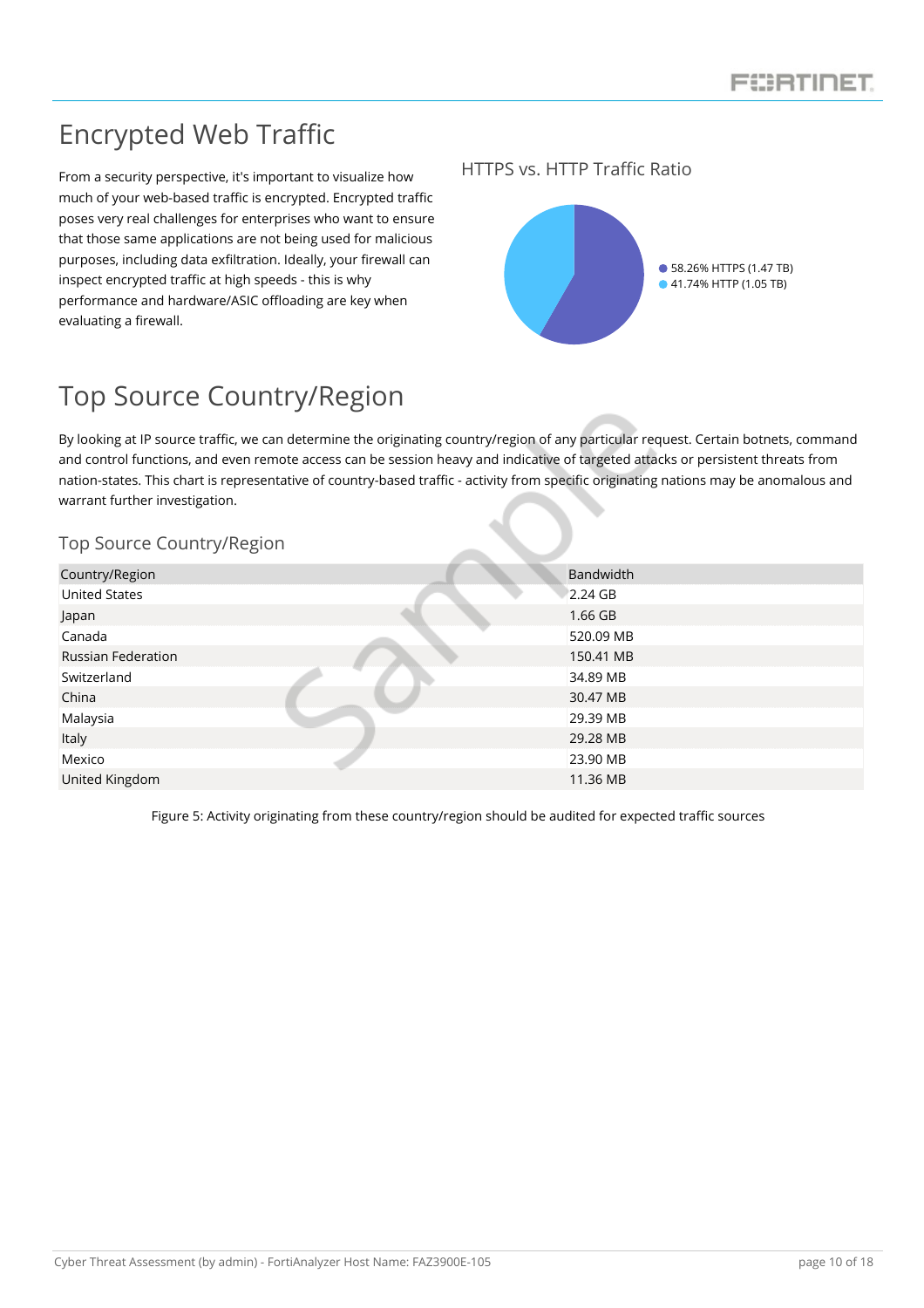# Encrypted Web Traffic

From a security perspective, it's important to visualize how much of your web-based traffic is encrypted. Encrypted traffic poses very real challenges for enterprises who want to ensure that those same applications are not being used for malicious purposes, including data exfiltration. Ideally, your firewall can inspect encrypted traffic at high speeds - this is why performance and hardware/ASIC offloading are key when evaluating a firewall.

## HTTPS vs. HTTP Traffic Ratio

- 58.26% HTTPS (1.47 TB)
- 41.74% HTTP (1.05 TB)

# Top Source Country/Region

By looking at IP source traffic, we can determine the originating country/region of any particular request. Certain botnets, command and control functions, and even remote access can be session heavy and indicative of targeted attacks or persistent threats from nation-states. This chart is representative of country-based traffic - activity from specific originating nations may be anomalous and warrant further investigation.

## Top Source Country/Region

| Country/Region | Bandwidth |
| --- | --- |
| United States | 2.24 GB |
| Japan | 1.66 GB |
| Canada | 520.09 MB |
| Russian Federation | 150.41 MB |
| Switzerland | 34.89 MB |
| China | 30.47 MB |
| Malaysia | 29.39 MB |
| Italy | 29.28 MB |
| Mexico | 23.90 MB |
| United Kingdom | 11.36 MB |

Figure 5: Activity originating from these country/region should be audited for expected traffic sources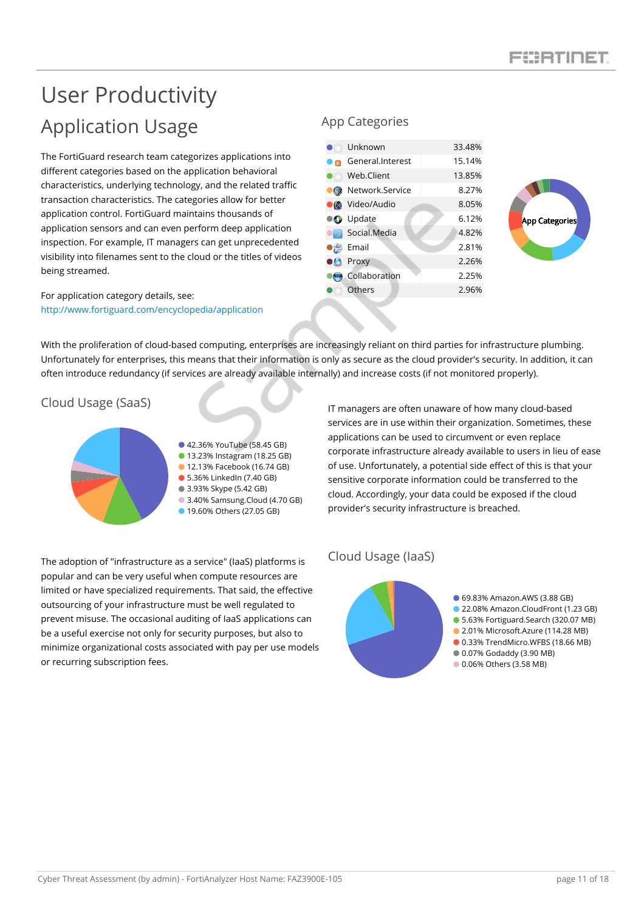# User Productivity

## Application Usage

The FortiGuard research team categorizes applications into different categories based on the application behavioral characteristics, underlying technology, and the related traffic transaction characteristics. The categories allow for better application control. FortiGuard maintains thousands of application sensors and can even perform deep application inspection. For example, IT managers can get unprecedented visibility into filenames sent to the cloud or the titles of videos being streamed.

For application category details, see:
http://www.fortiguard.com/encyclopedia/application

### App Categories

| Category | Percentage |
|---|---|
| Unknown | 33.48% |
| General.Interest | 15.14% |
| Web.Client | 13.85% |
| Network.Service | 8.27% |
| Video/Audio | 8.05% |
| Update | 6.12% |
| Social.Media | 4.82% |
| Email | 2.81% |
| Proxy | 2.26% |
| Collaboration | 2.25% |
| Others | 2.96% |

With the proliferation of cloud-based computing, enterprises are increasingly reliant on third parties for infrastructure plumbing. Unfortunately for enterprises, this means that their information is only as secure as the cloud provider's security. In addition, it can often introduce redundancy (if services are already available internally) and increase costs (if not monitored properly).

### Cloud Usage (SaaS)

- 42.36% YouTube (58.45 GB)
- 13.23% Instagram (18.25 GB)
- 12.13% Facebook (16.74 GB)
- 5.36% LinkedIn (7.40 GB)
- 3.93% Skype (5.42 GB)
- 3.40% Samsung.Cloud (4.70 GB)
- 19.60% Others (27.05 GB)

IT managers are often unaware of how many cloud-based services are in use within their organization. Sometimes, these applications can be used to circumvent or even replace corporate infrastructure already available to users in lieu of ease of use. Unfortunately, a potential side effect of this is that your sensitive corporate information could be transferred to the cloud. Accordingly, your data could be exposed if the cloud provider's security infrastructure is breached.

The adoption of "infrastructure as a service" (IaaS) platforms is popular and can be very useful when compute resources are limited or have specialized requirements. That said, the effective outsourcing of your infrastructure must be well regulated to prevent misuse. The occasional auditing of IaaS applications can be a useful exercise not only for security purposes, but also to minimize organizational costs associated with pay per use models or recurring subscription fees.

### Cloud Usage (IaaS)

- 69.83% Amazon.AWS (3.88 GB)
- 22.08% Amazon.CloudFront (1.23 GB)
- 5.63% Fortiguard.Search (320.07 MB)
- 2.01% Microsoft.Azure (114.28 MB)
- 0.33% TrendMicro.WFBS (18.66 MB)
- 0.07% Godaddy (3.90 MB)
- 0.06% Others (3.58 MB)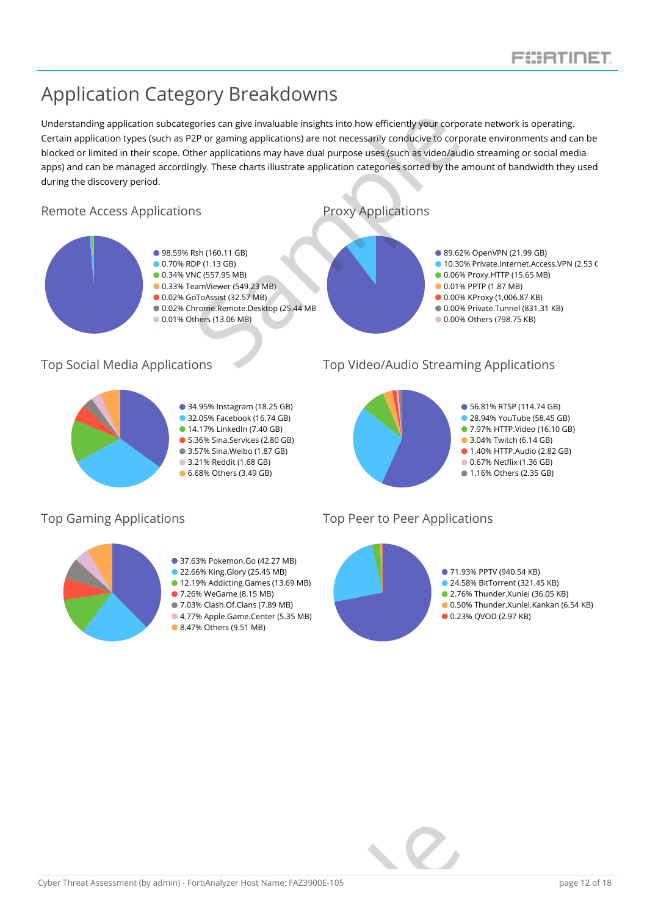# Application Category Breakdowns

Understanding application subcategories can give invaluable insights into how efficiently your corporate network is operating. Certain application types (such as P2P or gaming applications) are not necessarily conducive to corporate environments and can be blocked or limited in their scope. Other applications may have dual purpose uses (such as video/audio streaming or social media apps) and can be managed accordingly. These charts illustrate application categories sorted by the amount of bandwidth they used during the discovery period.

## Remote Access Applications

- 98.59% Rsh (160.11 GB)
- 0.70% RDP (1.13 GB)
- 0.34% VNC (557.95 MB)
- 0.33% TeamViewer (549.23 MB)
- 0.02% GoToAssist (32.57 MB)
- 0.02% Chrome.Remote.Desktop (25.44 MB
- 0.01% Others (13.06 MB)

## Proxy Applications

- 89.62% OpenVPN (21.99 GB)
- 10.30% Private.Internet.Access.VPN (2.53 (
- 0.06% Proxy.HTTP (15.65 MB)
- 0.01% PPTP (1.87 MB)
- 0.00% KProxy (1,006.87 KB)
- 0.00% Private.Tunnel (831.31 KB)
- 0.00% Others (798.75 KB)

## Top Social Media Applications

- 34.95% Instagram (18.25 GB)
- 32.05% Facebook (16.74 GB)
- 14.17% LinkedIn (7.40 GB)
- 5.36% Sina.Services (2.80 GB)
- 3.57% Sina.Weibo (1.87 GB)
- 3.21% Reddit (1.68 GB)
- 6.68% Others (3.49 GB)

## Top Video/Audio Streaming Applications

- 56.81% RTSP (114.74 GB)
- 28.94% YouTube (58.45 GB)
- 7.97% HTTP.Video (16.10 GB)
- 3.04% Twitch (6.14 GB)
- 1.40% HTTP.Audio (2.82 GB)
- 0.67% Netflix (1.36 GB)
- 1.16% Others (2.35 GB)

## Top Gaming Applications

- 37.63% Pokemon.Go (42.27 MB)
- 22.66% King.Glory (25.45 MB)
- 12.19% Addicting.Games (13.69 MB)
- 7.26% WeGame (8.15 MB)
- 7.03% Clash.Of.Clans (7.89 MB)
- 4.77% Apple.Game.Center (5.35 MB)
- 8.47% Others (9.51 MB)

## Top Peer to Peer Applications

- 71.93% PPTV (940.54 KB)
- 24.58% BitTorrent (321.45 KB)
- 2.76% Thunder.Xunlei (36.05 KB)
- 0.50% Thunder.Xunlei.Kankan (6.54 KB)
- 0.23% QVOD (2.97 KB)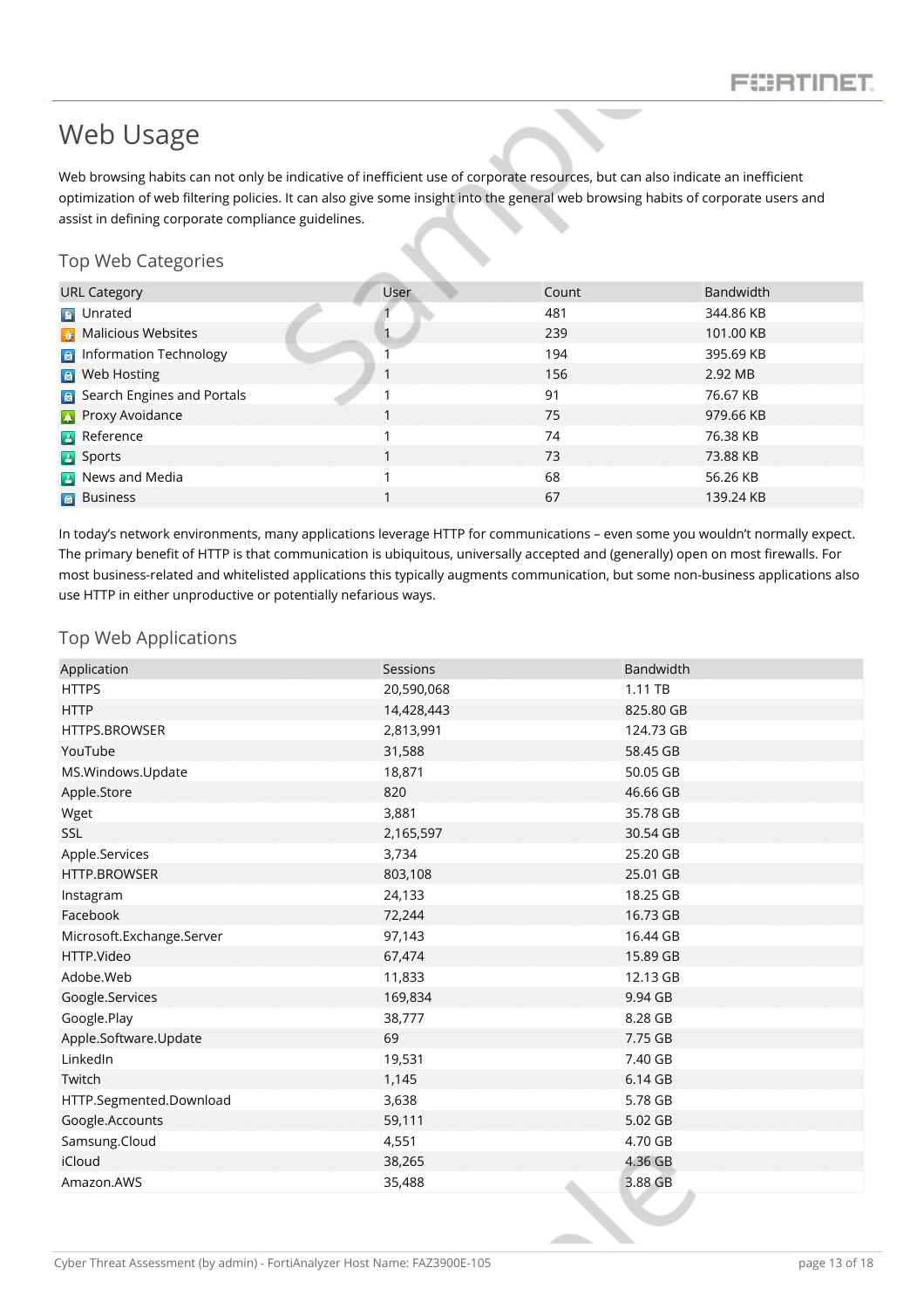# Web Usage

Web browsing habits can not only be indicative of inefficient use of corporate resources, but can also indicate an inefficient optimization of web filtering policies. It can also give some insight into the general web browsing habits of corporate users and assist in defining corporate compliance guidelines.

## Top Web Categories

| URL Category | User | Count | Bandwidth |
|---|---|---|---|
| Unrated | 1 | 481 | 344.86 KB |
| Malicious Websites | 1 | 239 | 101.00 KB |
| Information Technology | 1 | 194 | 395.69 KB |
| Web Hosting | 1 | 156 | 2.92 MB |
| Search Engines and Portals | 1 | 91 | 76.67 KB |
| Proxy Avoidance | 1 | 75 | 979.66 KB |
| Reference | 1 | 74 | 76.38 KB |
| Sports | 1 | 73 | 73.88 KB |
| News and Media | 1 | 68 | 56.26 KB |
| Business | 1 | 67 | 139.24 KB |

In today's network environments, many applications leverage HTTP for communications – even some you wouldn't normally expect. The primary benefit of HTTP is that communication is ubiquitous, universally accepted and (generally) open on most firewalls. For most business-related and whitelisted applications this typically augments communication, but some non-business applications also use HTTP in either unproductive or potentially nefarious ways.

## Top Web Applications

| Application | Sessions | Bandwidth |
|---|---|---|
| HTTPS | 20,590,068 | 1.11 TB |
| HTTP | 14,428,443 | 825.80 GB |
| HTTPS.BROWSER | 2,813,991 | 124.73 GB |
| YouTube | 31,588 | 58.45 GB |
| MS.Windows.Update | 18,871 | 50.05 GB |
| Apple.Store | 820 | 46.66 GB |
| Wget | 3,881 | 35.78 GB |
| SSL | 2,165,597 | 30.54 GB |
| Apple.Services | 3,734 | 25.20 GB |
| HTTP.BROWSER | 803,108 | 25.01 GB |
| Instagram | 24,133 | 18.25 GB |
| Facebook | 72,244 | 16.73 GB |
| Microsoft.Exchange.Server | 97,143 | 16.44 GB |
| HTTP.Video | 67,474 | 15.89 GB |
| Adobe.Web | 11,833 | 12.13 GB |
| Google.Services | 169,834 | 9.94 GB |
| Google.Play | 38,777 | 8.28 GB |
| Apple.Software.Update | 69 | 7.75 GB |
| LinkedIn | 19,531 | 7.40 GB |
| Twitch | 1,145 | 6.14 GB |
| HTTP.Segmented.Download | 3,638 | 5.78 GB |
| Google.Accounts | 59,111 | 5.02 GB |
| Samsung.Cloud | 4,551 | 4.70 GB |
| iCloud | 38,265 | 4.36 GB |
| Amazon.AWS | 35,488 | 3.88 GB |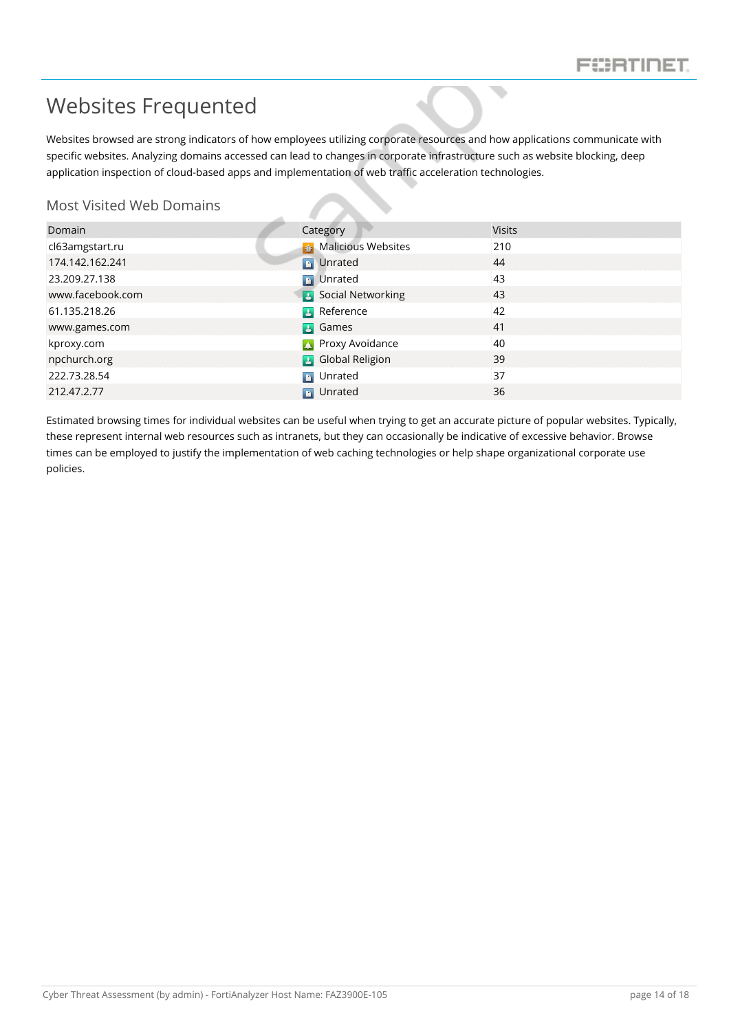# Websites Frequented

Websites browsed are strong indicators of how employees utilizing corporate resources and how applications communicate with specific websites. Analyzing domains accessed can lead to changes in corporate infrastructure such as website blocking, deep application inspection of cloud-based apps and implementation of web traffic acceleration technologies.

## Most Visited Web Domains

| Domain | Category | Visits |
| --- | --- | --- |
| cl63amgstart.ru | Malicious Websites | 210 |
| 174.142.162.241 | Unrated | 44 |
| 23.209.27.138 | Unrated | 43 |
| www.facebook.com | Social Networking | 43 |
| 61.135.218.26 | Reference | 42 |
| www.games.com | Games | 41 |
| kproxy.com | Proxy Avoidance | 40 |
| npchurch.org | Global Religion | 39 |
| 222.73.28.54 | Unrated | 37 |
| 212.47.2.77 | Unrated | 36 |

Estimated browsing times for individual websites can be useful when trying to get an accurate picture of popular websites. Typically, these represent internal web resources such as intranets, but they can occasionally be indicative of excessive behavior. Browse times can be employed to justify the implementation of web caching technologies or help shape organizational corporate use policies.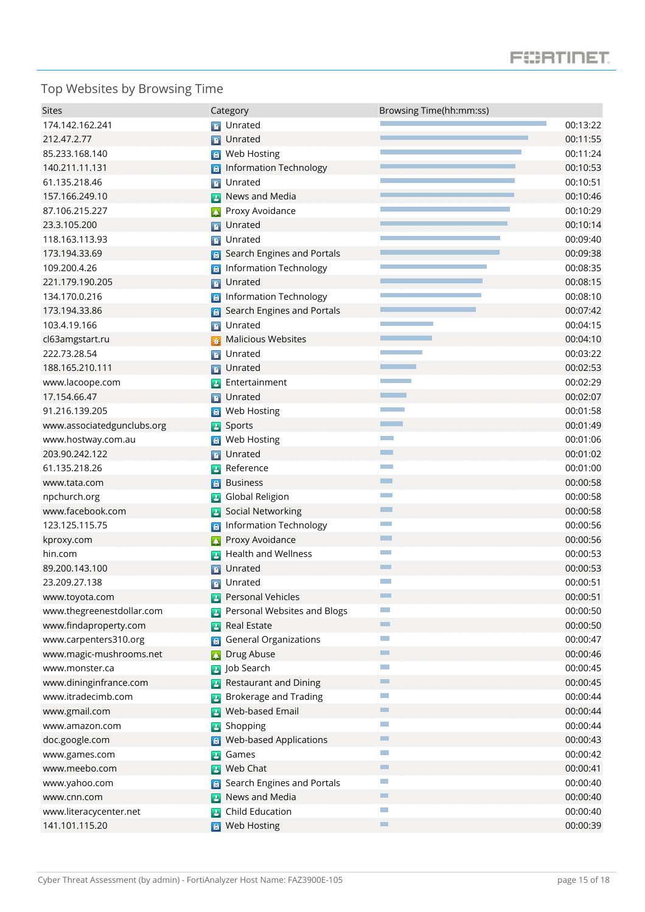## Top Websites by Browsing Time

| Sites | Category | Browsing Time(hh:mm:ss) |
|---|---|---|
| 174.142.162.241 | Unrated | 00:13:22 |
| 212.47.2.77 | Unrated | 00:11:55 |
| 85.233.168.140 | Web Hosting | 00:11:24 |
| 140.211.11.131 | Information Technology | 00:10:53 |
| 61.135.218.46 | Unrated | 00:10:51 |
| 157.166.249.10 | News and Media | 00:10:46 |
| 87.106.215.227 | Proxy Avoidance | 00:10:29 |
| 23.3.105.200 | Unrated | 00:10:14 |
| 118.163.113.93 | Unrated | 00:09:40 |
| 173.194.33.69 | Search Engines and Portals | 00:09:38 |
| 109.200.4.26 | Information Technology | 00:08:35 |
| 221.179.190.205 | Unrated | 00:08:15 |
| 134.170.0.216 | Information Technology | 00:08:10 |
| 173.194.33.86 | Search Engines and Portals | 00:07:42 |
| 103.4.19.166 | Unrated | 00:04:15 |
| cl63amgstart.ru | Malicious Websites | 00:04:10 |
| 222.73.28.54 | Unrated | 00:03:22 |
| 188.165.210.111 | Unrated | 00:02:53 |
| www.lacoope.com | Entertainment | 00:02:29 |
| 17.154.66.47 | Unrated | 00:02:07 |
| 91.216.139.205 | Web Hosting | 00:01:58 |
| www.associatedgunclubs.org | Sports | 00:01:49 |
| www.hostway.com.au | Web Hosting | 00:01:06 |
| 203.90.242.122 | Unrated | 00:01:02 |
| 61.135.218.26 | Reference | 00:01:00 |
| www.tata.com | Business | 00:00:58 |
| npchurch.org | Global Religion | 00:00:58 |
| www.facebook.com | Social Networking | 00:00:58 |
| 123.125.115.75 | Information Technology | 00:00:56 |
| kproxy.com | Proxy Avoidance | 00:00:56 |
| hin.com | Health and Wellness | 00:00:53 |
| 89.200.143.100 | Unrated | 00:00:53 |
| 23.209.27.138 | Unrated | 00:00:51 |
| www.toyota.com | Personal Vehicles | 00:00:51 |
| www.thegreenestdollar.com | Personal Websites and Blogs | 00:00:50 |
| www.findaproperty.com | Real Estate | 00:00:50 |
| www.carpenters310.org | General Organizations | 00:00:47 |
| www.magic-mushrooms.net | Drug Abuse | 00:00:46 |
| www.monster.ca | Job Search | 00:00:45 |
| www.dininginfrance.com | Restaurant and Dining | 00:00:45 |
| www.itradecimb.com | Brokerage and Trading | 00:00:44 |
| www.gmail.com | Web-based Email | 00:00:44 |
| www.amazon.com | Shopping | 00:00:44 |
| doc.google.com | Web-based Applications | 00:00:43 |
| www.games.com | Games | 00:00:42 |
| www.meebo.com | Web Chat | 00:00:41 |
| www.yahoo.com | Search Engines and Portals | 00:00:40 |
| www.cnn.com | News and Media | 00:00:40 |
| www.literacycenter.net | Child Education | 00:00:40 |
| 141.101.115.20 | Web Hosting | 00:00:39 |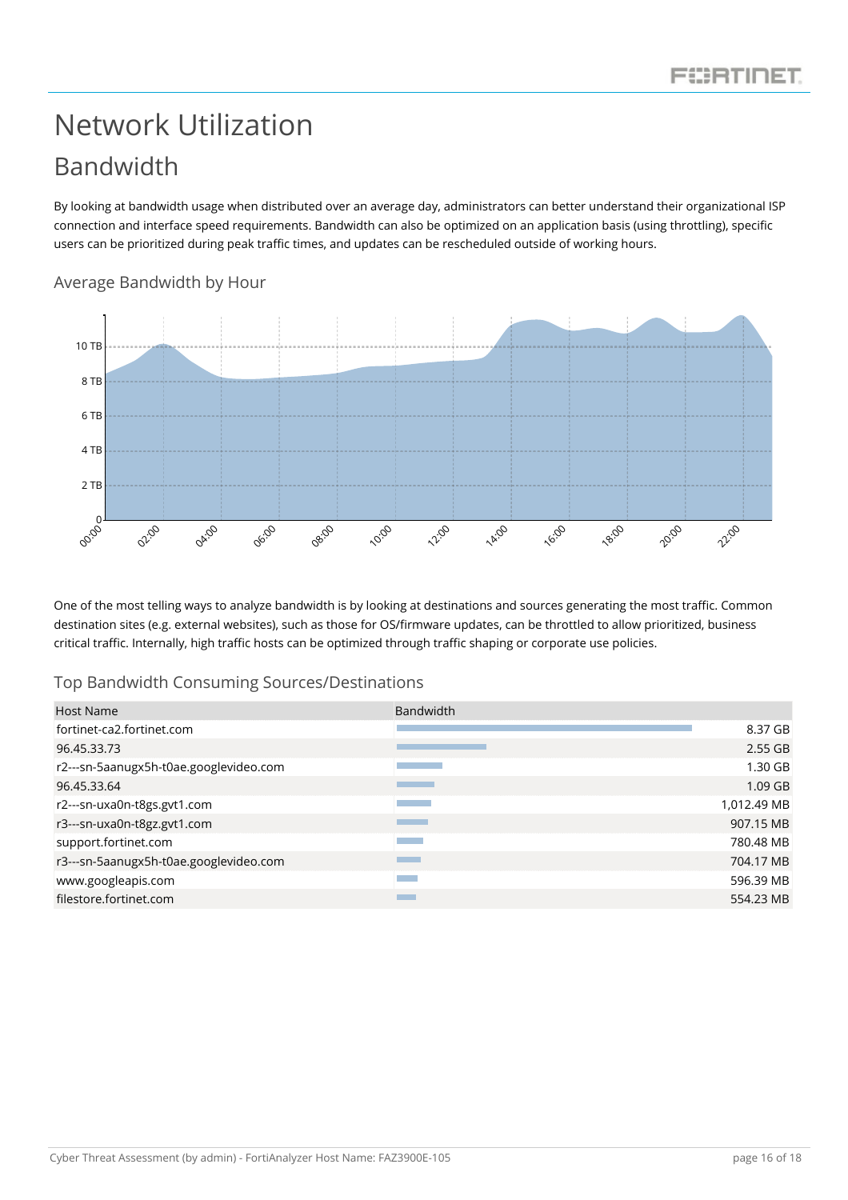# Network Utilization

## Bandwidth

By looking at bandwidth usage when distributed over an average day, administrators can better understand their organizational ISP connection and interface speed requirements. Bandwidth can also be optimized on an application basis (using throttling), specific users can be prioritized during peak traffic times, and updates can be rescheduled outside of working hours.

### Average Bandwidth by Hour

One of the most telling ways to analyze bandwidth is by looking at destinations and sources generating the most traffic. Common destination sites (e.g. external websites), such as those for OS/firmware updates, can be throttled to allow prioritized, business critical traffic. Internally, high traffic hosts can be optimized through traffic shaping or corporate use policies.

### Top Bandwidth Consuming Sources/Destinations

| Host Name | Bandwidth |
|---|---|
| fortinet-ca2.fortinet.com | 8.37 GB |
| 96.45.33.73 | 2.55 GB |
| r2---sn-5aanugx5h-t0ae.googlevideo.com | 1.30 GB |
| 96.45.33.64 | 1.09 GB |
| r2---sn-uxa0n-t8gs.gvt1.com | 1,012.49 MB |
| r3---sn-uxa0n-t8gz.gvt1.com | 907.15 MB |
| support.fortinet.com | 780.48 MB |
| r3---sn-5aanugx5h-t0ae.googlevideo.com | 704.17 MB |
| www.googleapis.com | 596.39 MB |
| filestore.fortinet.com | 554.23 MB |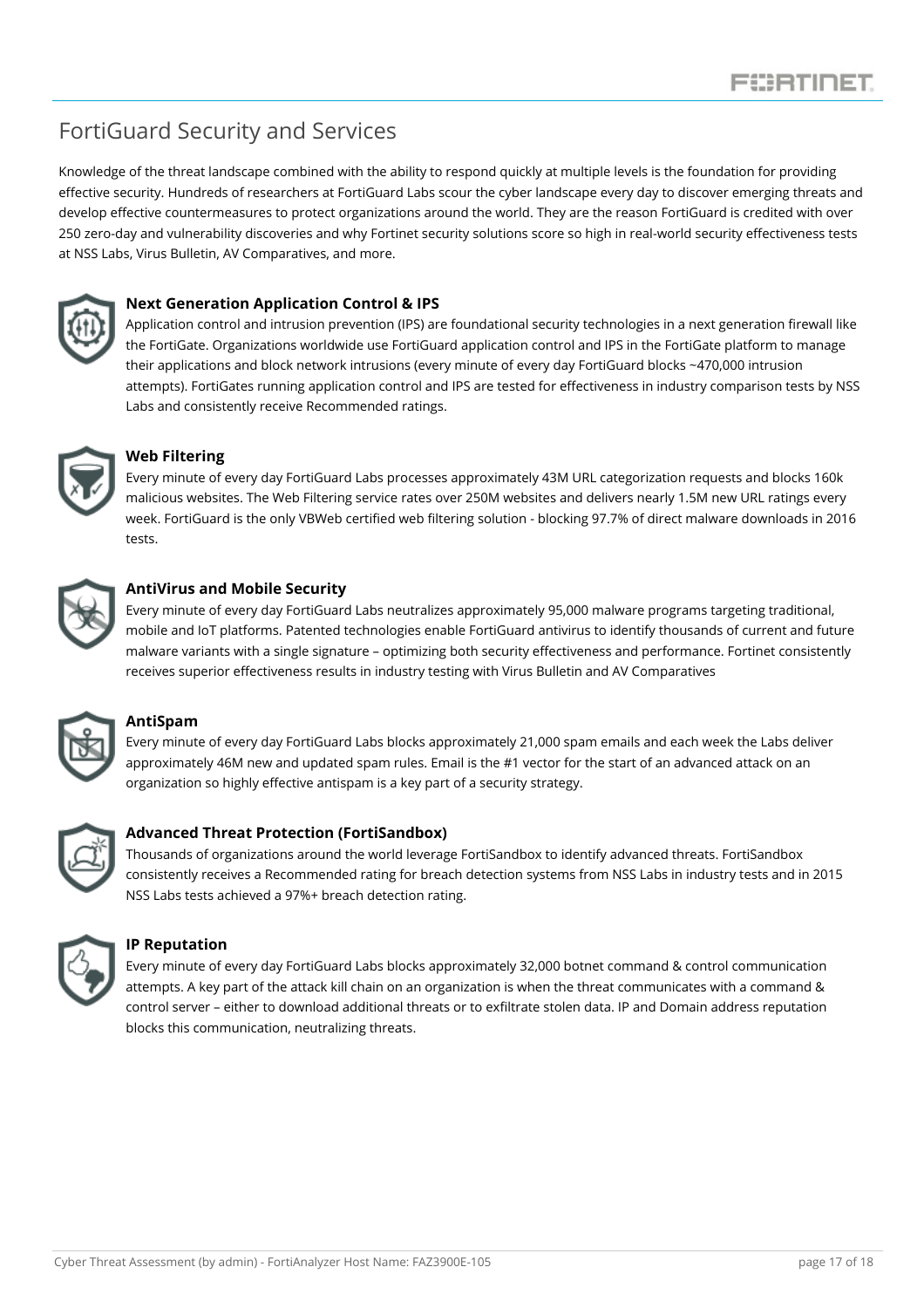# FortiGuard Security and Services

Knowledge of the threat landscape combined with the ability to respond quickly at multiple levels is the foundation for providing effective security. Hundreds of researchers at FortiGuard Labs scour the cyber landscape every day to discover emerging threats and develop effective countermeasures to protect organizations around the world. They are the reason FortiGuard is credited with over 250 zero-day and vulnerability discoveries and why Fortinet security solutions score so high in real-world security effectiveness tests at NSS Labs, Virus Bulletin, AV Comparatives, and more.

### Next Generation Application Control & IPS

Application control and intrusion prevention (IPS) are foundational security technologies in a next generation firewall like the FortiGate. Organizations worldwide use FortiGuard application control and IPS in the FortiGate platform to manage their applications and block network intrusions (every minute of every day FortiGuard blocks ~470,000 intrusion attempts). FortiGates running application control and IPS are tested for effectiveness in industry comparison tests by NSS Labs and consistently receive Recommended ratings.

### Web Filtering

Every minute of every day FortiGuard Labs processes approximately 43M URL categorization requests and blocks 160k malicious websites. The Web Filtering service rates over 250M websites and delivers nearly 1.5M new URL ratings every week. FortiGuard is the only VBWeb certified web filtering solution - blocking 97.7% of direct malware downloads in 2016 tests.

### AntiVirus and Mobile Security

Every minute of every day FortiGuard Labs neutralizes approximately 95,000 malware programs targeting traditional, mobile and IoT platforms. Patented technologies enable FortiGuard antivirus to identify thousands of current and future malware variants with a single signature – optimizing both security effectiveness and performance. Fortinet consistently receives superior effectiveness results in industry testing with Virus Bulletin and AV Comparatives

### AntiSpam

Every minute of every day FortiGuard Labs blocks approximately 21,000 spam emails and each week the Labs deliver approximately 46M new and updated spam rules. Email is the #1 vector for the start of an advanced attack on an organization so highly effective antispam is a key part of a security strategy.

### Advanced Threat Protection (FortiSandbox)

Thousands of organizations around the world leverage FortiSandbox to identify advanced threats. FortiSandbox consistently receives a Recommended rating for breach detection systems from NSS Labs in industry tests and in 2015 NSS Labs tests achieved a 97%+ breach detection rating.

### IP Reputation

Every minute of every day FortiGuard Labs blocks approximately 32,000 botnet command & control communication attempts. A key part of the attack kill chain on an organization is when the threat communicates with a command & control server – either to download additional threats or to exfiltrate stolen data. IP and Domain address reputation blocks this communication, neutralizing threats.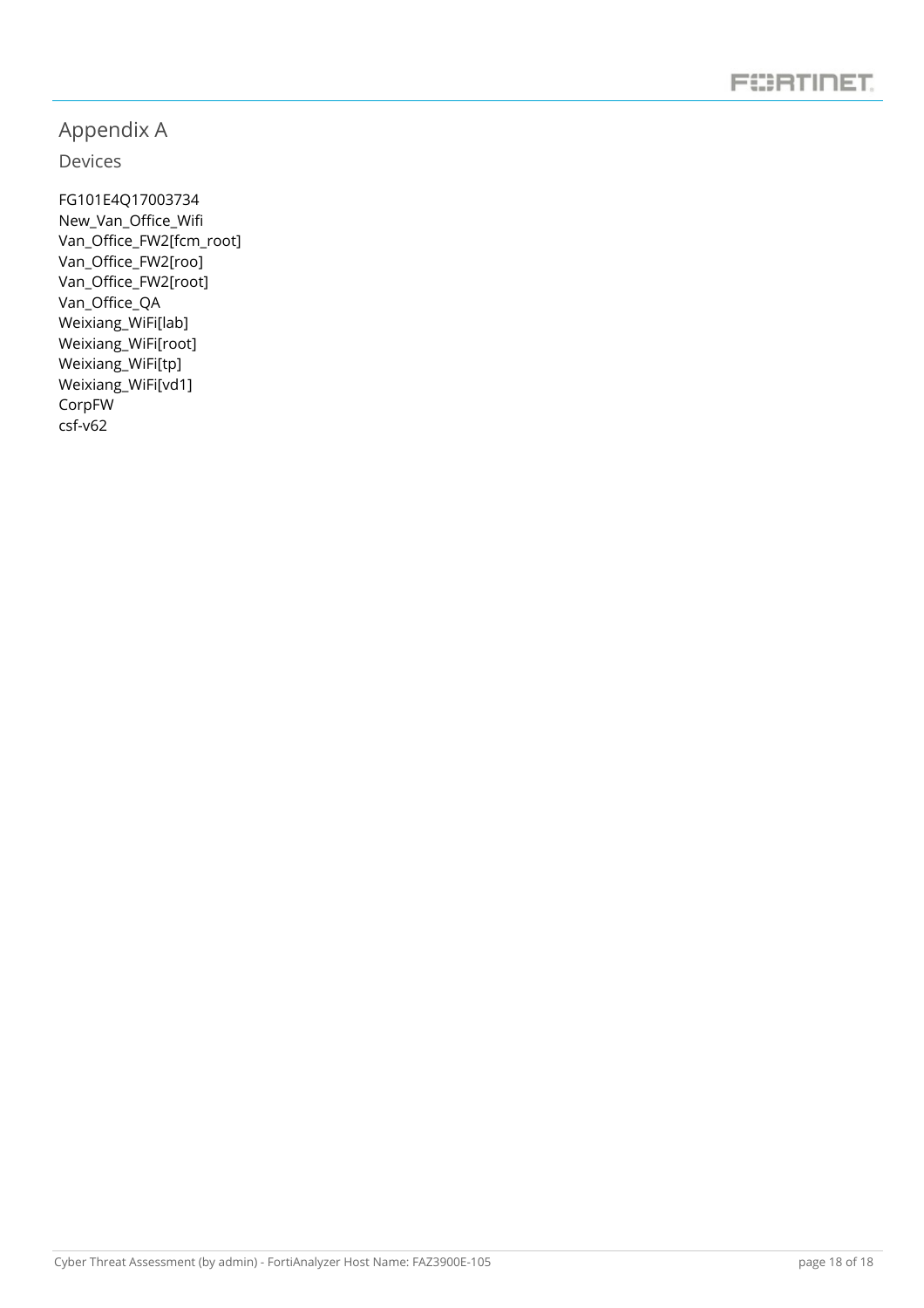# Appendix A

## Devices

FG101E4Q17003734
New_Van_Office_Wifi
Van_Office_FW2[fcm_root]
Van_Office_FW2[roo]
Van_Office_FW2[root]
Van_Office_QA
Weixiang_WiFi[lab]
Weixiang_WiFi[root]
Weixiang_WiFi[tp]
Weixiang_WiFi[vd1]
CorpFW
csf-v62